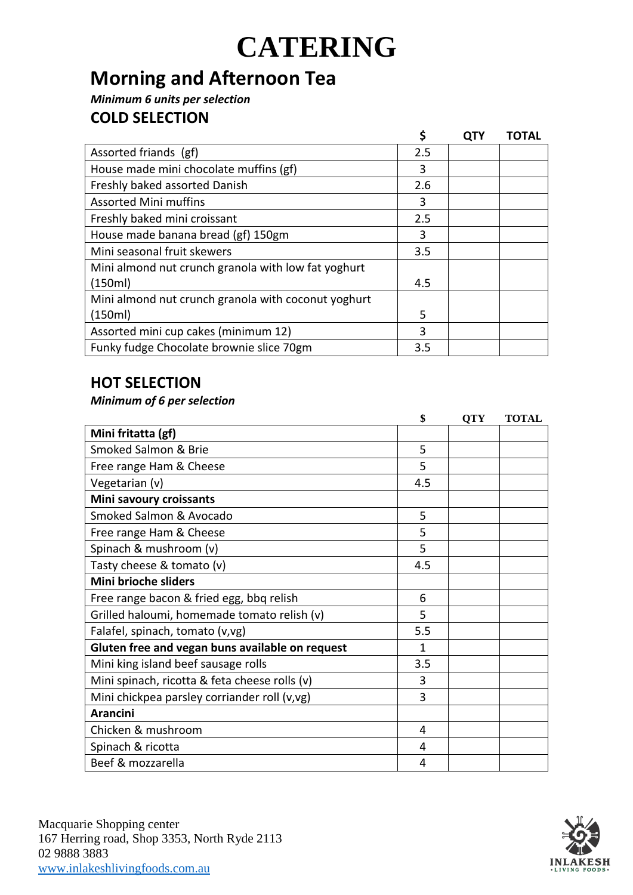# CATERING

## Morning and Afternoon Tea

***Minimum 6 units per selection***

### COLD SELECTION

| | $ | QTY | TOTAL |
|---|---|---|---|
| Assorted friands (gf) | 2.5 | | |
| House made mini chocolate muffins (gf) | 3 | | |
| Freshly baked assorted Danish | 2.6 | | |
| Assorted Mini muffins | 3 | | |
| Freshly baked mini croissant | 2.5 | | |
| House made banana bread (gf) 150gm | 3 | | |
| Mini seasonal fruit skewers | 3.5 | | |
| Mini almond nut crunch granola with low fat yoghurt (150ml) | 4.5 | | |
| Mini almond nut crunch granola with coconut yoghurt (150ml) | 5 | | |
| Assorted mini cup cakes (minimum 12) | 3 | | |
| Funky fudge Chocolate brownie slice 70gm | 3.5 | | |

### HOT SELECTION

***Minimum of 6 per selection***

| | $ | QTY | TOTAL |
|---|---|---|---|
| **Mini fritatta (gf)** | | | |
| Smoked Salmon & Brie | 5 | | |
| Free range Ham & Cheese | 5 | | |
| Vegetarian (v) | 4.5 | | |
| **Mini savoury croissants** | | | |
| Smoked Salmon & Avocado | 5 | | |
| Free range Ham & Cheese | 5 | | |
| Spinach & mushroom (v) | 5 | | |
| Tasty cheese & tomato (v) | 4.5 | | |
| **Mini brioche sliders** | | | |
| Free range bacon & fried egg, bbq relish | 6 | | |
| Grilled haloumi, homemade tomato relish (v) | 5 | | |
| Falafel, spinach, tomato (v,vg) | 5.5 | | |
| **Gluten free and vegan buns available on request** | 1 | | |
| Mini king island beef sausage rolls | 3.5 | | |
| Mini spinach, ricotta & feta cheese rolls (v) | 3 | | |
| Mini chickpea parsley corriander roll (v,vg) | 3 | | |
| **Arancini** | | | |
| Chicken & mushroom | 4 | | |
| Spinach & ricotta | 4 | | |
| Beef & mozzarella | 4 | | |

Macquarie Shopping center
167 Herring road, Shop 3353, North Ryde 2113
02 9888 3883
www.inlakeshlivingfoods.com.au

INLAKESH
• LIVING FOODS •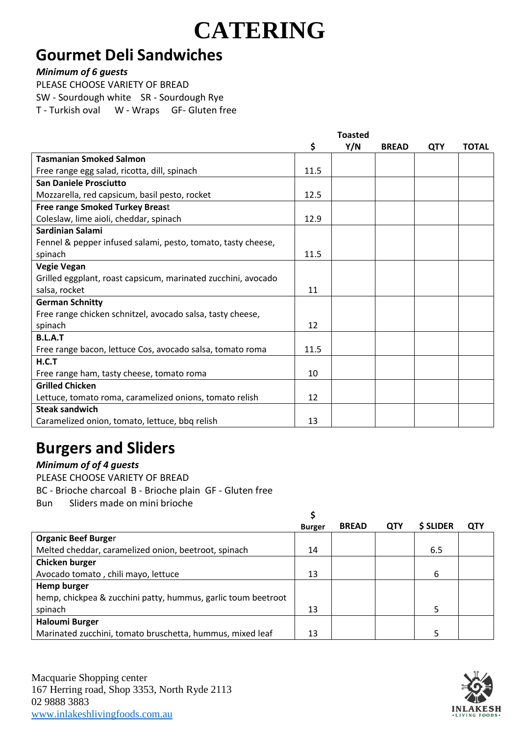# CATERING

## Gourmet Deli Sandwiches

***Minimum of 6 guests***

PLEASE CHOOSE VARIETY OF BREAD

SW - Sourdough white  SR - Sourdough Rye

T - Turkish oval  W - Wraps  GF- Gluten free

| | $ | Toasted Y/N | BREAD | QTY | TOTAL |
|---|---|---|---|---|---|
| **Tasmanian Smoked Salmon**<br>Free range egg salad, ricotta, dill, spinach | 11.5 | | | | |
| **San Daniele Prosciutto**<br>Mozzarella, red capsicum, basil pesto, rocket | 12.5 | | | | |
| **Free range Smoked Turkey Breast**<br>Coleslaw, lime aioli, cheddar, spinach | 12.9 | | | | |
| **Sardinian Salami**<br>Fennel & pepper infused salami, pesto, tomato, tasty cheese, spinach | 11.5 | | | | |
| **Vegie Vegan**<br>Grilled eggplant, roast capsicum, marinated zucchini, avocado salsa, rocket | 11 | | | | |
| **German Schnitty**<br>Free range chicken schnitzel, avocado salsa, tasty cheese, spinach | 12 | | | | |
| **B.L.A.T**<br>Free range bacon, lettuce Cos, avocado salsa, tomato roma | 11.5 | | | | |
| **H.C.T**<br>Free range ham, tasty cheese, tomato roma | 10 | | | | |
| **Grilled Chicken**<br>Lettuce, tomato roma, caramelized onions, tomato relish | 12 | | | | |
| **Steak sandwich**<br>Caramelized onion, tomato, lettuce, bbq relish | 13 | | | | |

## Burgers and Sliders

***Minimum of of 4 guests***

PLEASE CHOOSE VARIETY OF BREAD

BC - Brioche charcoal  B - Brioche plain  GF - Gluten free

Bun  Sliders made on mini brioche

| | $ Burger | BREAD | QTY | $ SLIDER | QTY |
|---|---|---|---|---|---|
| **Organic Beef Burger**<br>Melted cheddar, caramelized onion, beetroot, spinach | 14 | | | 6.5 | |
| **Chicken burger**<br>Avocado tomato , chili mayo, lettuce | 13 | | | 6 | |
| **Hemp burger**<br>hemp, chickpea & zucchini patty, hummus, garlic toum beetroot spinach | 13 | | | 5 | |
| **Haloumi Burger**<br>Marinated zucchini, tomato bruschetta, hummus, mixed leaf | 13 | | | 5 | |

Macquarie Shopping center
167 Herring road, Shop 3353, North Ryde 2113
02 9888 3883
www.inlakeshlivingfoods.com.au

INLAKESH LIVING FOODS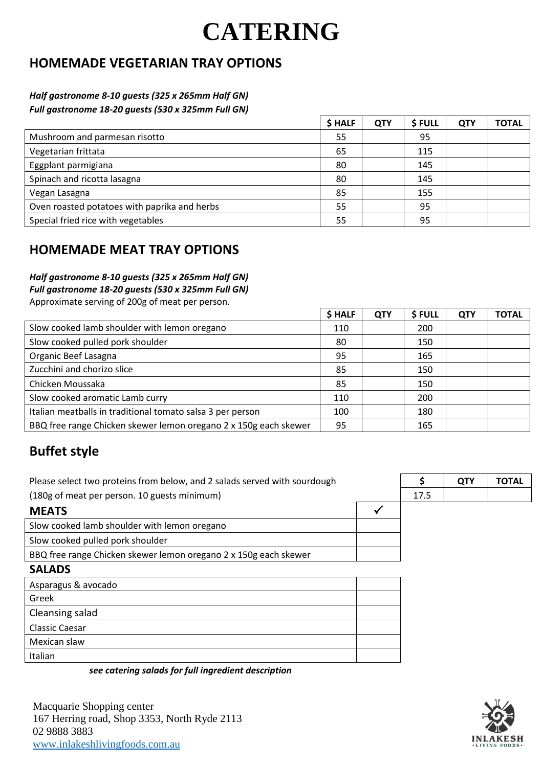# CATERING

## HOMEMADE VEGETARIAN TRAY OPTIONS

***Half gastronome 8-10 guests (325 x 265mm Half GN)***
***Full gastronome 18-20 guests (530 x 325mm Full GN)***

| | $ HALF | QTY | $ FULL | QTY | TOTAL |
|---|---|---|---|---|---|
| Mushroom and parmesan risotto | 55 | | 95 | | |
| Vegetarian frittata | 65 | | 115 | | |
| Eggplant parmigiana | 80 | | 145 | | |
| Spinach and ricotta lasagna | 80 | | 145 | | |
| Vegan Lasagna | 85 | | 155 | | |
| Oven roasted potatoes with paprika and herbs | 55 | | 95 | | |
| Special fried rice with vegetables | 55 | | 95 | | |

## HOMEMADE MEAT TRAY OPTIONS

***Half gastronome 8-10 guests (325 x 265mm Half GN)***
***Full gastronome 18-20 guests (530 x 325mm Full GN)***
Approximate serving of 200g of meat per person.

| | $ HALF | QTY | $ FULL | QTY | TOTAL |
|---|---|---|---|---|---|
| Slow cooked lamb shoulder with lemon oregano | 110 | | 200 | | |
| Slow cooked pulled pork shoulder | 80 | | 150 | | |
| Organic Beef Lasagna | 95 | | 165 | | |
| Zucchini and chorizo slice | 85 | | 150 | | |
| Chicken Moussaka | 85 | | 150 | | |
| Slow cooked aromatic Lamb curry | 110 | | 200 | | |
| Italian meatballs in traditional tomato salsa 3 per person | 100 | | 180 | | |
| BBQ free range Chicken skewer lemon oregano 2 x 150g each skewer | 95 | | 165 | | |

## Buffet style

Please select two proteins from below, and 2 salads served with sourdough
(180g of meat per person. 10 guests minimum)

| $ | QTY | TOTAL |
|---|---|---|
| 17.5 | | |

| **MEATS** | ✓ |
|---|---|
| Slow cooked lamb shoulder with lemon oregano | |
| Slow cooked pulled pork shoulder | |
| BBQ free range Chicken skewer lemon oregano 2 x 150g each skewer | |

| **SALADS** | |
|---|---|
| Asparagus & avocado | |
| Greek | |
| Cleansing salad | |
| Classic Caesar | |
| Mexican slaw | |
| Italian | |

***see catering salads for full ingredient description***

Macquarie Shopping center
167 Herring road, Shop 3353, North Ryde 2113
02 9888 3883
www.inlakeshlivingfoods.com.au

INLAKESH
LIVING FOODS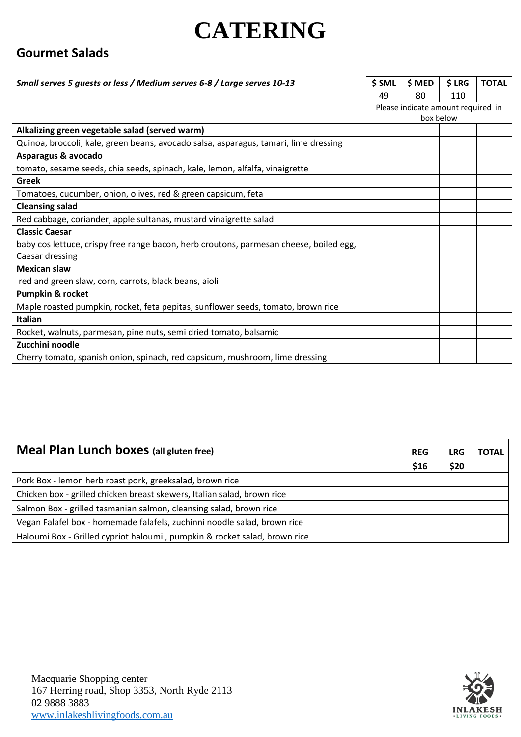# CATERING

## Gourmet Salads

| *Small serves 5 guests or less / Medium serves 6-8 / Large serves 10-13* | $ SML | $ MED | $ LRG | TOTAL |
|---|---|---|---|---|
| | 49 | 80 | 110 | |
| | Please indicate amount required in box below | | | |
| **Alkalizing green vegetable salad (served warm)** | | | | |
| Quinoa, broccoli, kale, green beans, avocado salsa, asparagus, tamari, lime dressing | | | | |
| **Asparagus & avocado** | | | | |
| tomato, sesame seeds, chia seeds, spinach, kale, lemon, alfalfa, vinaigrette | | | | |
| **Greek** | | | | |
| Tomatoes, cucumber, onion, olives, red & green capsicum, feta | | | | |
| **Cleansing salad** | | | | |
| Red cabbage, coriander, apple sultanas, mustard vinaigrette salad | | | | |
| **Classic Caesar** | | | | |
| baby cos lettuce, crispy free range bacon, herb croutons, parmesan cheese, boiled egg, Caesar dressing | | | | |
| **Mexican slaw** | | | | |
| red and green slaw, corn, carrots, black beans, aioli | | | | |
| **Pumpkin & rocket** | | | | |
| Maple roasted pumpkin, rocket, feta pepitas, sunflower seeds, tomato, brown rice | | | | |
| **Italian** | | | | |
| Rocket, walnuts, parmesan, pine nuts, semi dried tomato, balsamic | | | | |
| **Zucchini noodle** | | | | |
| Cherry tomato, spanish onion, spinach, red capsicum, mushroom, lime dressing | | | | |

## Meal Plan Lunch boxes (all gluten free)

| | REG | LRG | TOTAL |
|---|---|---|---|
| | $16 | $20 | |
| Pork Box - lemon herb roast pork, greeksalad, brown rice | | | |
| Chicken box - grilled chicken breast skewers, Italian salad, brown rice | | | |
| Salmon Box - grilled tasmanian salmon, cleansing salad, brown rice | | | |
| Vegan Falafel box - homemade falafels, zuchinni noodle salad, brown rice | | | |
| Haloumi Box - Grilled cypriot haloumi , pumpkin & rocket salad, brown rice | | | |

Macquarie Shopping center
167 Herring road, Shop 3353, North Ryde 2113
02 9888 3883
www.inlakeshlivingfoods.com.au

INLAKESH LIVING FOODS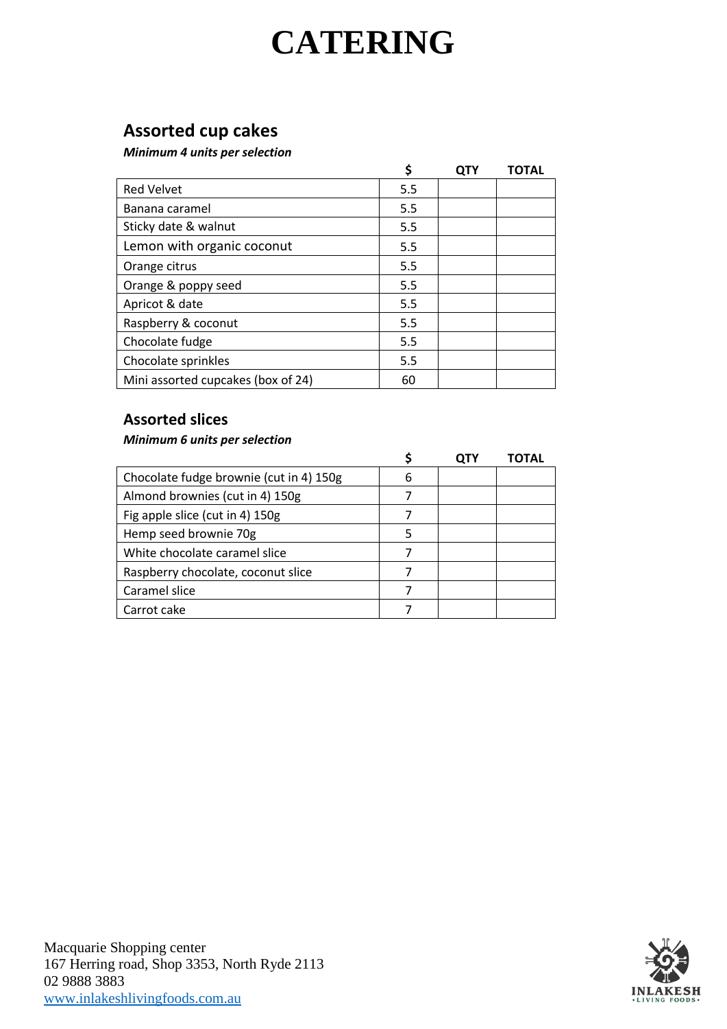# CATERING

## Assorted cup cakes

***Minimum 4 units per selection***

| | $ | QTY | TOTAL |
|---|---|---|---|
| Red Velvet | 5.5 | | |
| Banana caramel | 5.5 | | |
| Sticky date & walnut | 5.5 | | |
| Lemon with organic coconut | 5.5 | | |
| Orange citrus | 5.5 | | |
| Orange & poppy seed | 5.5 | | |
| Apricot & date | 5.5 | | |
| Raspberry & coconut | 5.5 | | |
| Chocolate fudge | 5.5 | | |
| Chocolate sprinkles | 5.5 | | |
| Mini assorted cupcakes (box of 24) | 60 | | |

## Assorted slices

***Minimum 6 units per selection***

| | $ | QTY | TOTAL |
|---|---|---|---|
| Chocolate fudge brownie (cut in 4) 150g | 6 | | |
| Almond brownies (cut in 4) 150g | 7 | | |
| Fig apple slice (cut in 4) 150g | 7 | | |
| Hemp seed brownie 70g | 5 | | |
| White chocolate caramel slice | 7 | | |
| Raspberry chocolate, coconut slice | 7 | | |
| Caramel slice | 7 | | |
| Carrot cake | 7 | | |

Macquarie Shopping center
167 Herring road, Shop 3353, North Ryde 2113
02 9888 3883
[www.inlakeshlivingfoods.com.au](http://www.inlakeshlivingfoods.com.au)

INLAKESH
•LIVING FOODS•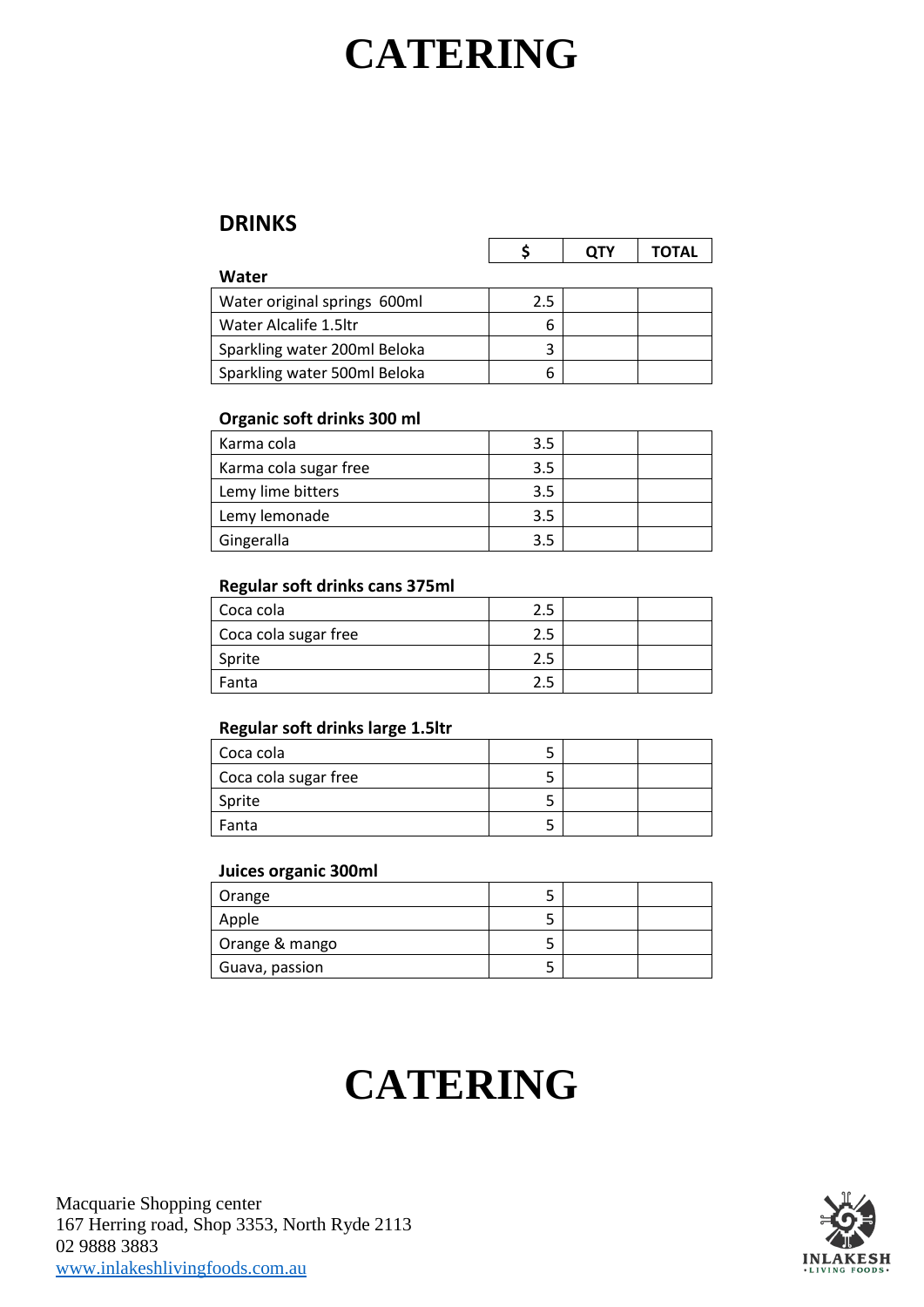// CATERING

## DRINKS

| | $ | QTY | TOTAL |
|---|---|---|---|
| **Water** | | | |
| Water original springs 600ml | 2.5 | | |
| Water Alcalife 1.5ltr | 6 | | |
| Sparkling water 200ml Beloka | 3 | | |
| Sparkling water 500ml Beloka | 6 | | |

**Organic soft drinks 300 ml**

| | | | |
|---|---|---|---|
| Karma cola | 3.5 | | |
| Karma cola sugar free | 3.5 | | |
| Lemy lime bitters | 3.5 | | |
| Lemy lemonade | 3.5 | | |
| Gingeralla | 3.5 | | |

**Regular soft drinks cans 375ml**

| | | | |
|---|---|---|---|
| Coca cola | 2.5 | | |
| Coca cola sugar free | 2.5 | | |
| Sprite | 2.5 | | |
| Fanta | 2.5 | | |

**Regular soft drinks large 1.5ltr**

| | | | |
|---|---|---|---|
| Coca cola | 5 | | |
| Coca cola sugar free | 5 | | |
| Sprite | 5 | | |
| Fanta | 5 | | |

**Juices organic 300ml**

| | | | |
|---|---|---|---|
| Orange | 5 | | |
| Apple | 5 | | |
| Orange & mango | 5 | | |
| Guava, passion | 5 | | |

# CATERING

Macquarie Shopping center
167 Herring road, Shop 3353, North Ryde 2113
02 9888 3883
www.inlakeshlivingfoods.com.au

INLAKESH
LIVING FOODS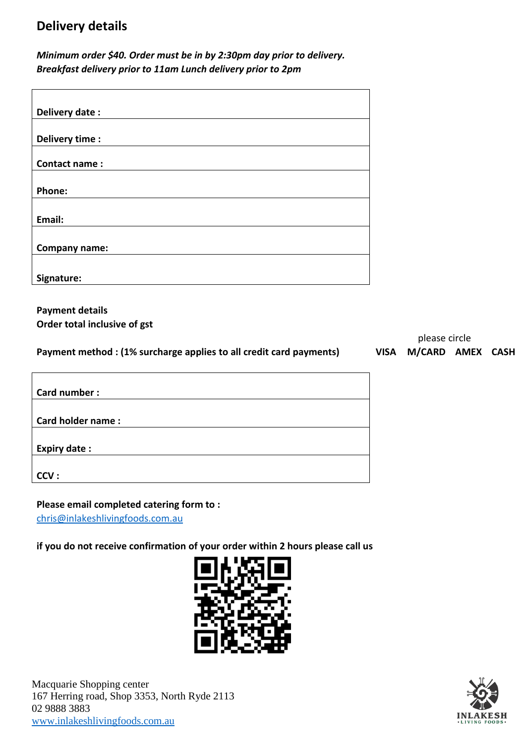## Delivery details

***Minimum order $40. Order must be in by 2:30pm day prior to delivery.***
***Breakfast delivery prior to 11am Lunch delivery prior to 2pm***

| |
|---|
| **Delivery date :** |
| **Delivery time :** |
| **Contact name :** |
| **Phone:** |
| **Email:** |
| **Company name:** |
| **Signature:** |

**Payment details**
**Order total inclusive of gst**

please circle

**Payment method : (1% surcharge applies to all credit card payments)** **VISA M/CARD AMEX CASH**

| |
|---|
| **Card number :** |
| **Card holder name :** |
| **Expiry date :** |
| **CCV :** |

**Please email completed catering form to :**
chris@inlakeshlivingfoods.com.au

**if you do not receive confirmation of your order within 2 hours please call us**

Macquarie Shopping center
167 Herring road, Shop 3353, North Ryde 2113
02 9888 3883
www.inlakeshlivingfoods.com.au

INLAKESH
• LIVING FOODS •